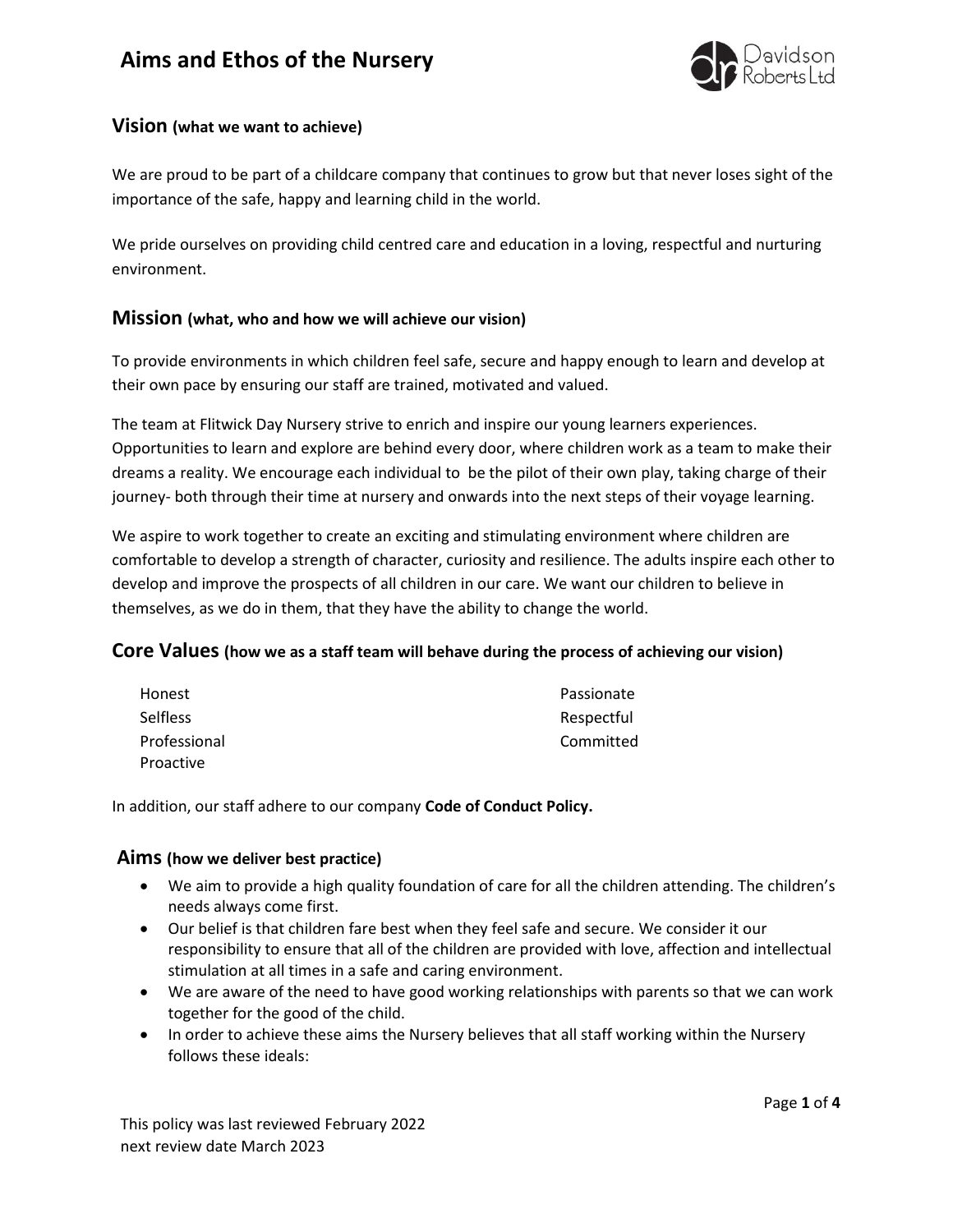# Aims and Ethos of the Nursery

## Vision (what we want to achieve)

We are proud to be part of a childcare company that continues to grow but that never loses sight of the importance of the safe, happy and learning child in the world.

We pride ourselves on providing child centred care and education in a loving, respectful and nurturing environment.

## Mission (what, who and how we will achieve our vision)

To provide environments in which children feel safe, secure and happy enough to learn and develop at their own pace by ensuring our staff are trained, motivated and valued.

The team at Flitwick Day Nursery strive to enrich and inspire our young learners experiences. Opportunities to learn and explore are behind every door, where children work as a team to make their dreams a reality. We encourage each individual to be the pilot of their own play, taking charge of their journey- both through their time at nursery and onwards into the next steps of their voyage learning.

We aspire to work together to create an exciting and stimulating environment where children are comfortable to develop a strength of character, curiosity and resilience. The adults inspire each other to develop and improve the prospects of all children in our care. We want our children to believe in themselves, as we do in them, that they have the ability to change the world.

## Core Values (how we as a staff team will behave during the process of achieving our vision)

Honest
Selfless
Professional
Proactive
Passionate
Respectful
Committed

In addition, our staff adhere to our company **Code of Conduct Policy.**

## Aims (how we deliver best practice)

- We aim to provide a high quality foundation of care for all the children attending. The children's needs always come first.
- Our belief is that children fare best when they feel safe and secure. We consider it our responsibility to ensure that all of the children are provided with love, affection and intellectual stimulation at all times in a safe and caring environment.
- We are aware of the need to have good working relationships with parents so that we can work together for the good of the child.
- In order to achieve these aims the Nursery believes that all staff working within the Nursery follows these ideals:

This policy was last reviewed February 2022
next review date March 2023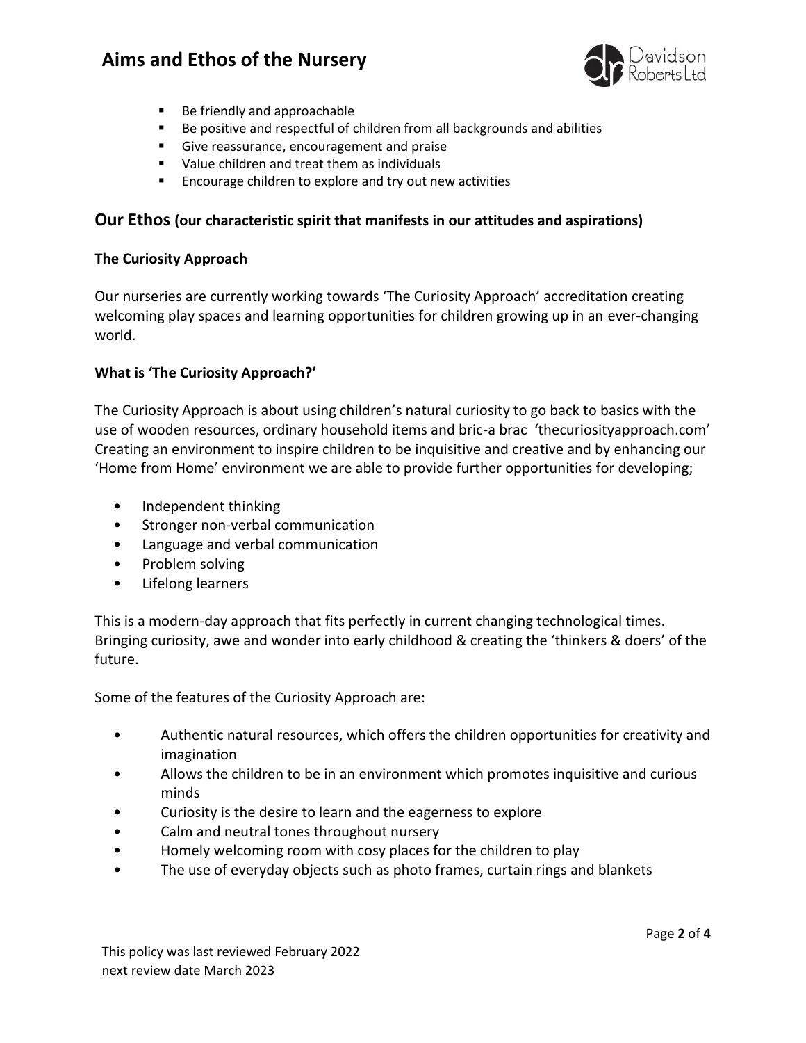- Be friendly and approachable
- Be positive and respectful of children from all backgrounds and abilities
- Give reassurance, encouragement and praise
- Value children and treat them as individuals
- Encourage children to explore and try out new activities

## Our Ethos (our characteristic spirit that manifests in our attitudes and aspirations)

**The Curiosity Approach**

Our nurseries are currently working towards 'The Curiosity Approach' accreditation creating welcoming play spaces and learning opportunities for children growing up in an ever-changing world.

**What is 'The Curiosity Approach?'**

The Curiosity Approach is about using children's natural curiosity to go back to basics with the use of wooden resources, ordinary household items and bric-a brac 'thecuriosityapproach.com' Creating an environment to inspire children to be inquisitive and creative and by enhancing our 'Home from Home' environment we are able to provide further opportunities for developing;

- Independent thinking
- Stronger non-verbal communication
- Language and verbal communication
- Problem solving
- Lifelong learners

This is a modern-day approach that fits perfectly in current changing technological times. Bringing curiosity, awe and wonder into early childhood & creating the 'thinkers & doers' of the future.

Some of the features of the Curiosity Approach are:

- Authentic natural resources, which offers the children opportunities for creativity and imagination
- Allows the children to be in an environment which promotes inquisitive and curious minds
- Curiosity is the desire to learn and the eagerness to explore
- Calm and neutral tones throughout nursery
- Homely welcoming room with cosy places for the children to play
- The use of everyday objects such as photo frames, curtain rings and blankets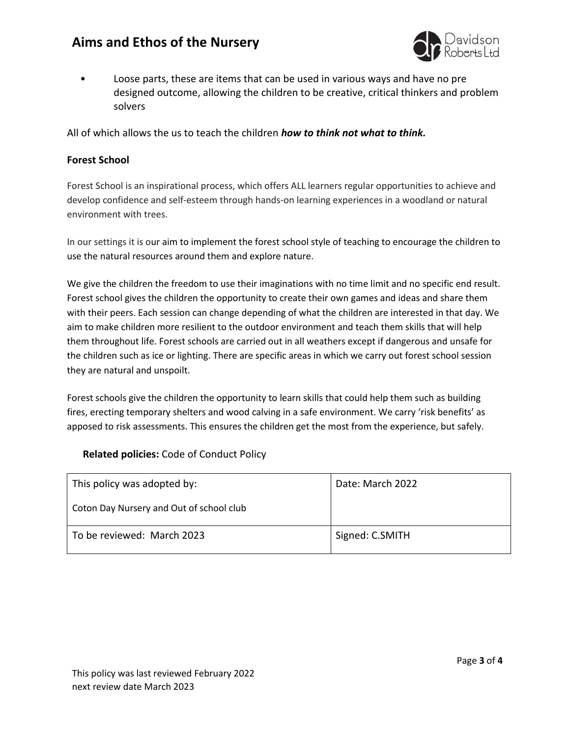- Loose parts, these are items that can be used in various ways and have no pre designed outcome, allowing the children to be creative, critical thinkers and problem solvers

All of which allows the us to teach the children ***how to think not what to think.***

**Forest School**

Forest School is an inspirational process, which offers ALL learners regular opportunities to achieve and develop confidence and self-esteem through hands-on learning experiences in a woodland or natural environment with trees.

In our settings it is our aim to implement the forest school style of teaching to encourage the children to use the natural resources around them and explore nature.

We give the children the freedom to use their imaginations with no time limit and no specific end result. Forest school gives the children the opportunity to create their own games and ideas and share them with their peers. Each session can change depending of what the children are interested in that day. We aim to make children more resilient to the outdoor environment and teach them skills that will help them throughout life. Forest schools are carried out in all weathers except if dangerous and unsafe for the children such as ice or lighting. There are specific areas in which we carry out forest school session they are natural and unspoilt.

Forest schools give the children the opportunity to learn skills that could help them such as building fires, erecting temporary shelters and wood calving in a safe environment. We carry 'risk benefits' as apposed to risk assessments. This ensures the children get the most from the experience, but safely.

**Related policies:** Code of Conduct Policy

| This policy was adopted by:<br><br>Coton Day Nursery and Out of school club | Date: March 2022 |
|---|---|
| To be reviewed: March 2023 | Signed: C.SMITH |

This policy was last reviewed February 2022
next review date March 2023